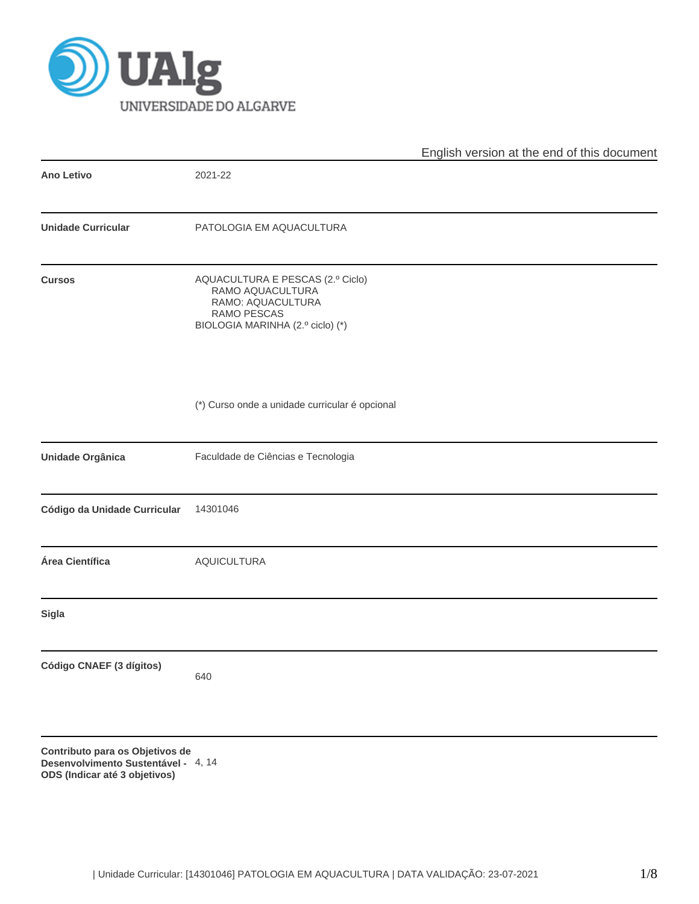English version at the end of this document

| | |
|---|---|
| **Ano Letivo** | 2021-22 |
| **Unidade Curricular** | PATOLOGIA EM AQUACULTURA |
| **Cursos** | AQUACULTURA E PESCAS (2.º Ciclo)<br>RAMO AQUACULTURA<br>RAMO: AQUACULTURA<br>RAMO PESCAS<br>BIOLOGIA MARINHA (2.º ciclo) (*)<br><br>(*) Curso onde a unidade curricular é opcional |
| **Unidade Orgânica** | Faculdade de Ciências e Tecnologia |
| **Código da Unidade Curricular** | 14301046 |
| **Área Científica** | AQUICULTURA |
| **Sigla** | |
| **Código CNAEF (3 dígitos)** | 640 |
| **Contributo para os Objetivos de Desenvolvimento Sustentável - ODS (Indicar até 3 objetivos)** | 4, 14 |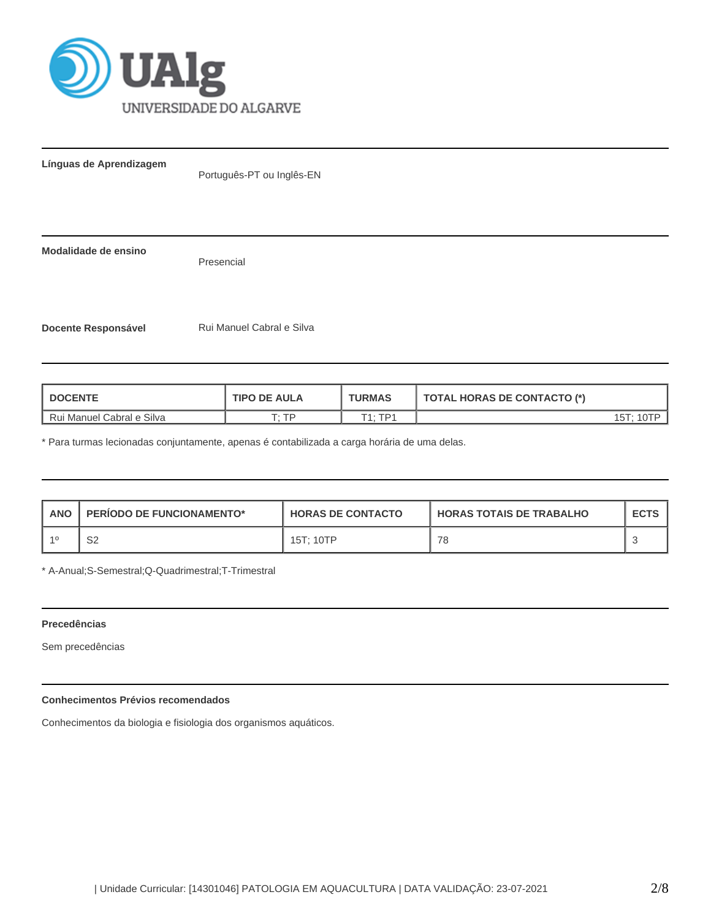**Línguas de Aprendizagem**

Português-PT ou Inglês-EN

**Modalidade de ensino**

Presencial

**Docente Responsável**

Rui Manuel Cabral e Silva

| DOCENTE | TIPO DE AULA | TURMAS | TOTAL HORAS DE CONTACTO (*) |
|---|---|---|---|
| Rui Manuel Cabral e Silva | T; TP | T1; TP1 | 15T; 10TP |

* Para turmas lecionadas conjuntamente, apenas é contabilizada a carga horária de uma delas.

| ANO | PERÍODO DE FUNCIONAMENTO* | HORAS DE CONTACTO | HORAS TOTAIS DE TRABALHO | ECTS |
|---|---|---|---|---|
| 1º | S2 | 15T; 10TP | 78 | 3 |

* A-Anual;S-Semestral;Q-Quadrimestral;T-Trimestral

**Precedências**

Sem precedências

**Conhecimentos Prévios recomendados**

Conhecimentos da biologia e fisiologia dos organismos aquáticos.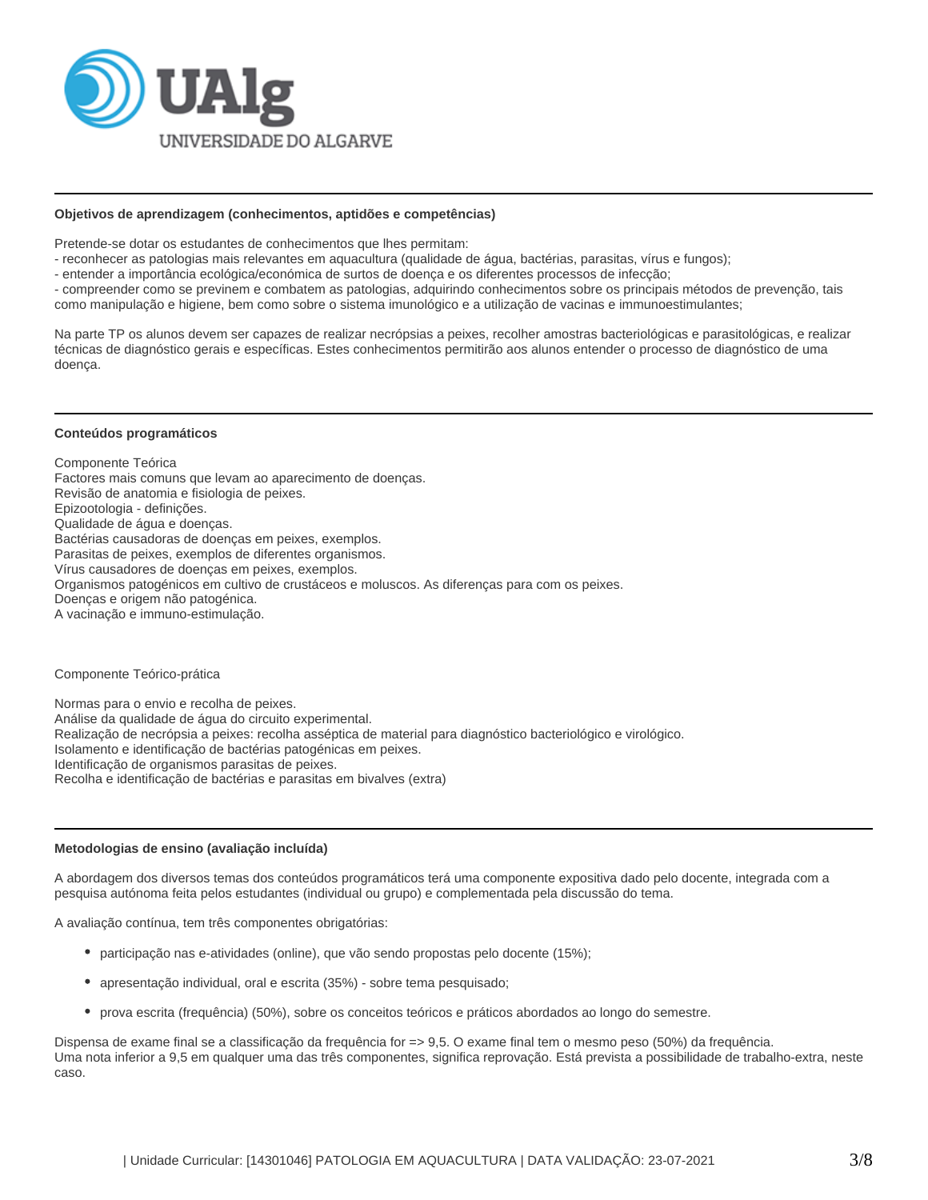### Objetivos de aprendizagem (conhecimentos, aptidões e competências)

Pretende-se dotar os estudantes de conhecimentos que lhes permitam:
- reconhecer as patologias mais relevantes em aquacultura (qualidade de água, bactérias, parasitas, vírus e fungos);
- entender a importância ecológica/económica de surtos de doença e os diferentes processos de infecção;
- compreender como se previnem e combatem as patologias, adquirindo conhecimentos sobre os principais métodos de prevenção, tais como manipulação e higiene, bem como sobre o sistema imunológico e a utilização de vacinas e immunoestimulantes;

Na parte TP os alunos devem ser capazes de realizar necrópsias a peixes, recolher amostras bacteriológicas e parasitológicas, e realizar técnicas de diagnóstico gerais e específicas. Estes conhecimentos permitirão aos alunos entender o processo de diagnóstico de uma doença.

### Conteúdos programáticos

Componente Teórica
Factores mais comuns que levam ao aparecimento de doenças.
Revisão de anatomia e fisiologia de peixes.
Epizootologia - definições.
Qualidade de água e doenças.
Bactérias causadoras de doenças em peixes, exemplos.
Parasitas de peixes, exemplos de diferentes organismos.
Vírus causadores de doenças em peixes, exemplos.
Organismos patogénicos em cultivo de crustáceos e moluscos. As diferenças para com os peixes.
Doenças e origem não patogénica.
A vacinação e immuno-estimulação.

Componente Teórico-prática

Normas para o envio e recolha de peixes.
Análise da qualidade de água do circuito experimental.
Realização de necrópsia a peixes: recolha asséptica de material para diagnóstico bacteriológico e virológico.
Isolamento e identificação de bactérias patogénicas em peixes.
Identificação de organismos parasitas de peixes.
Recolha e identificação de bactérias e parasitas em bivalves (extra)

### Metodologias de ensino (avaliação incluída)

A abordagem dos diversos temas dos conteúdos programáticos terá uma componente expositiva dado pelo docente, integrada com a pesquisa autónoma feita pelos estudantes (individual ou grupo) e complementada pela discussão do tema.

A avaliação contínua, tem três componentes obrigatórias:

- participação nas e-atividades (online), que vão sendo propostas pelo docente (15%);
- apresentação individual, oral e escrita (35%) - sobre tema pesquisado;
- prova escrita (frequência) (50%), sobre os conceitos teóricos e práticos abordados ao longo do semestre.

Dispensa de exame final se a classificação da frequência for => 9,5. O exame final tem o mesmo peso (50%) da frequência.
Uma nota inferior a 9,5 em qualquer uma das três componentes, significa reprovação. Está prevista a possibilidade de trabalho-extra, neste caso.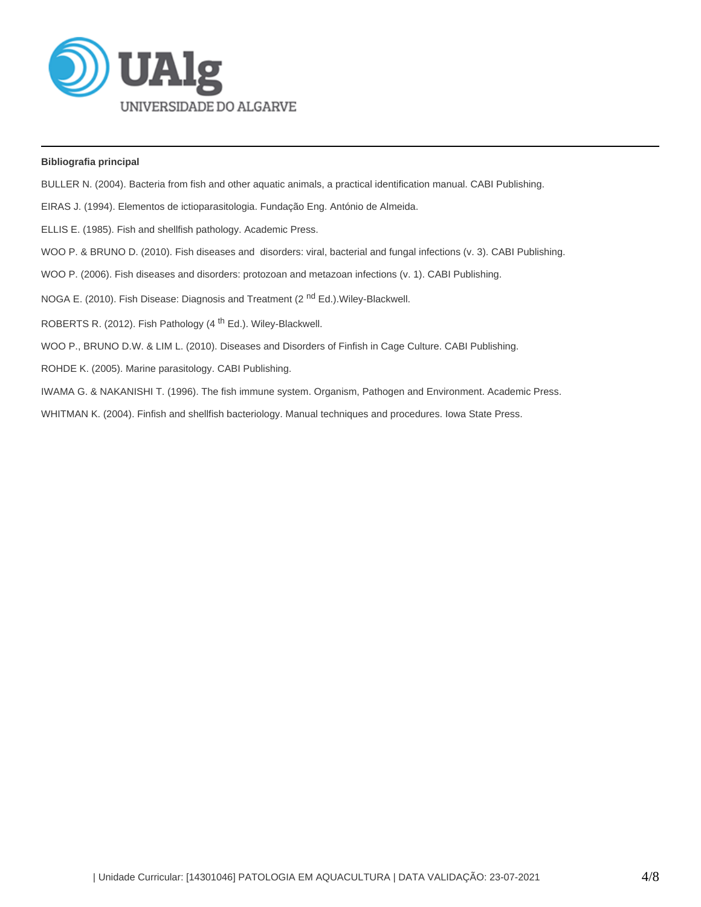**Bibliografia principal**

BULLER N. (2004). Bacteria from fish and other aquatic animals, a practical identification manual. CABI Publishing.

EIRAS J. (1994). Elementos de ictioparasitologia. Fundação Eng. António de Almeida.

ELLIS E. (1985). Fish and shellfish pathology. Academic Press.

WOO P. & BRUNO D. (2010). Fish diseases and disorders: viral, bacterial and fungal infections (v. 3). CABI Publishing.

WOO P. (2006). Fish diseases and disorders: protozoan and metazoan infections (v. 1). CABI Publishing.

NOGA E. (2010). Fish Disease: Diagnosis and Treatment (2 nd Ed.).Wiley-Blackwell.

ROBERTS R. (2012). Fish Pathology (4 th Ed.). Wiley-Blackwell.

WOO P., BRUNO D.W. & LIM L. (2010). Diseases and Disorders of Finfish in Cage Culture. CABI Publishing.

ROHDE K. (2005). Marine parasitology. CABI Publishing.

IWAMA G. & NAKANISHI T. (1996). The fish immune system. Organism, Pathogen and Environment. Academic Press.

WHITMAN K. (2004). Finfish and shellfish bacteriology. Manual techniques and procedures. Iowa State Press.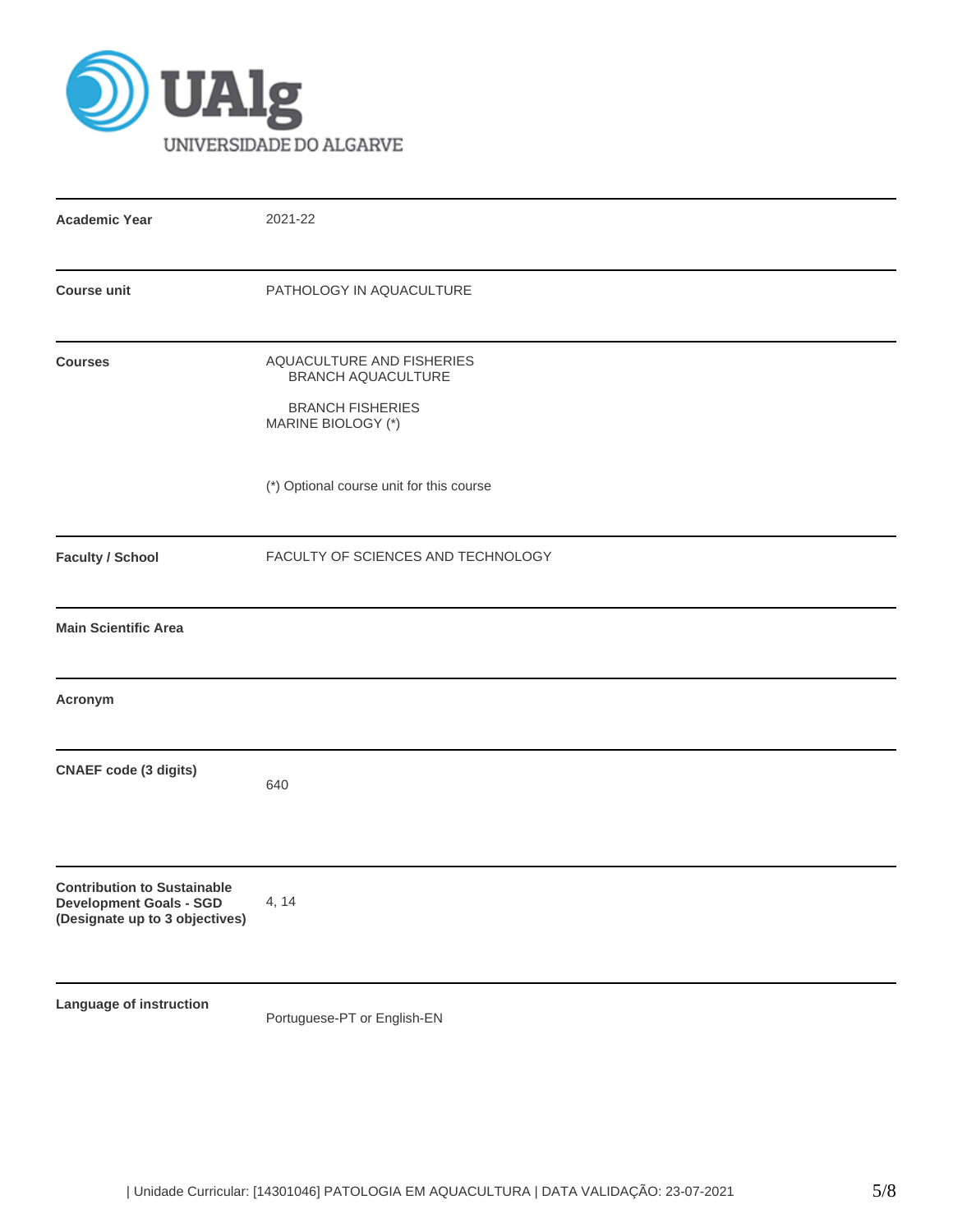UAlg UNIVERSIDADE DO ALGARVE

| | |
|---|---|
| **Academic Year** | 2021-22 |
| **Course unit** | PATHOLOGY IN AQUACULTURE |
| **Courses** | AQUACULTURE AND FISHERIES<br>BRANCH AQUACULTURE<br><br>BRANCH FISHERIES<br>MARINE BIOLOGY (*)<br><br>(*) Optional course unit for this course |
| **Faculty / School** | FACULTY OF SCIENCES AND TECHNOLOGY |
| **Main Scientific Area** | |
| **Acronym** | |
| **CNAEF code (3 digits)** | 640 |
| **Contribution to Sustainable Development Goals - SGD (Designate up to 3 objectives)** | 4, 14 |
| **Language of instruction** | Portuguese-PT or English-EN |

| Unidade Curricular: [14301046] PATOLOGIA EM AQUACULTURA | DATA VALIDAÇÃO: 23-07-2021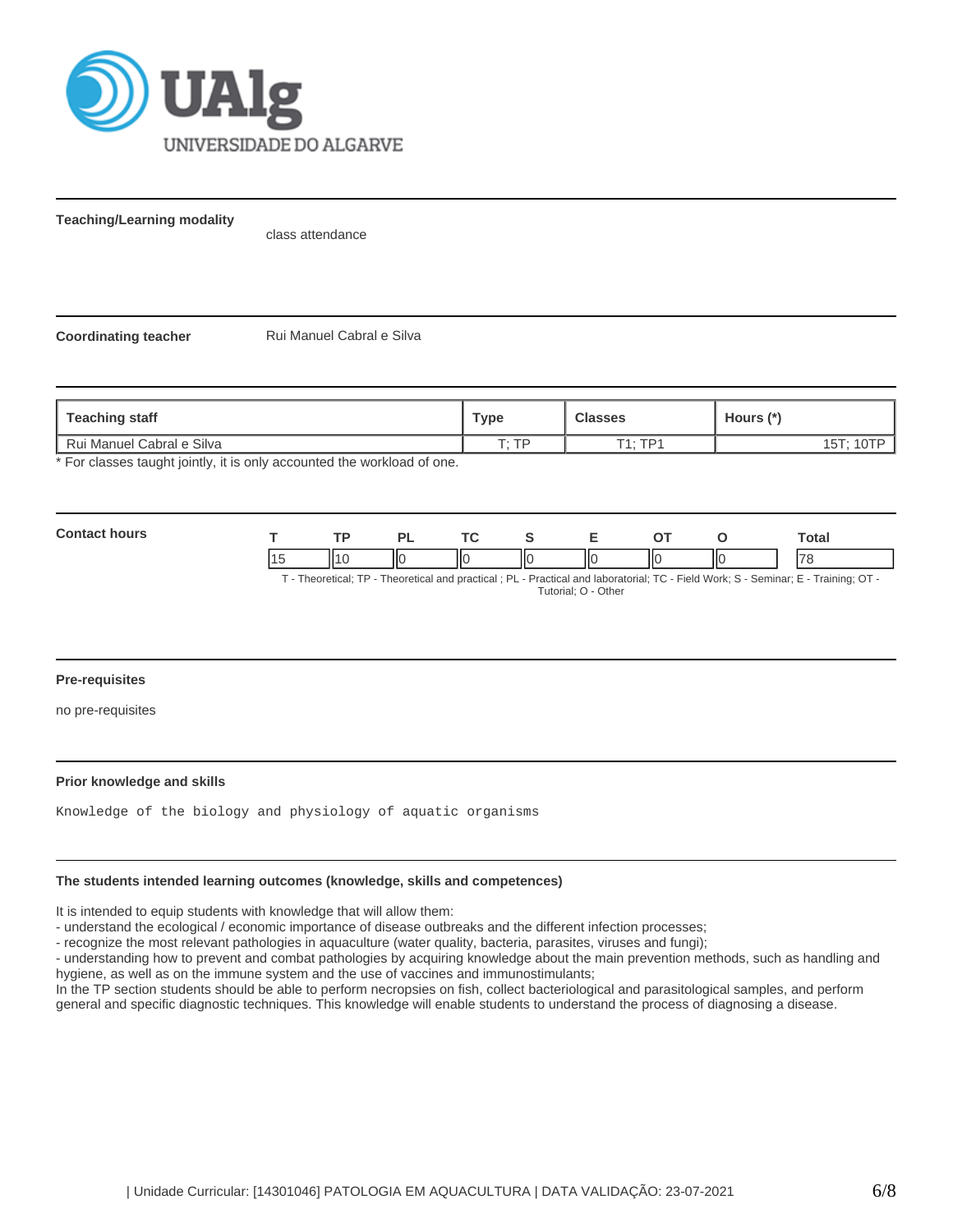**Teaching/Learning modality**

class attendance

**Coordinating teacher**

Rui Manuel Cabral e Silva

| Teaching staff | Type | Classes | Hours (*) |
|---|---|---|---|
| Rui Manuel Cabral e Silva | T; TP | T1; TP1 | 15T; 10TP |

* For classes taught jointly, it is only accounted the workload of one.

**Contact hours**

| T | TP | PL | TC | S | E | OT | O | Total |
|---|---|---|---|---|---|---|---|---|
| 15 | 10 | 0 | 0 | 0 | 0 | 0 | 0 | 78 |

T - Theoretical; TP - Theoretical and practical ; PL - Practical and laboratorial; TC - Field Work; S - Seminar; E - Training; OT - Tutorial; O - Other

**Pre-requisites**

no pre-requisites

**Prior knowledge and skills**

Knowledge of the biology and physiology of aquatic organisms

**The students intended learning outcomes (knowledge, skills and competences)**

It is intended to equip students with knowledge that will allow them:
- understand the ecological / economic importance of disease outbreaks and the different infection processes;
- recognize the most relevant pathologies in aquaculture (water quality, bacteria, parasites, viruses and fungi);
- understanding how to prevent and combat pathologies by acquiring knowledge about the main prevention methods, such as handling and hygiene, as well as on the immune system and the use of vaccines and immunostimulants;

In the TP section students should be able to perform necropsies on fish, collect bacteriological and parasitological samples, and perform general and specific diagnostic techniques. This knowledge will enable students to understand the process of diagnosing a disease.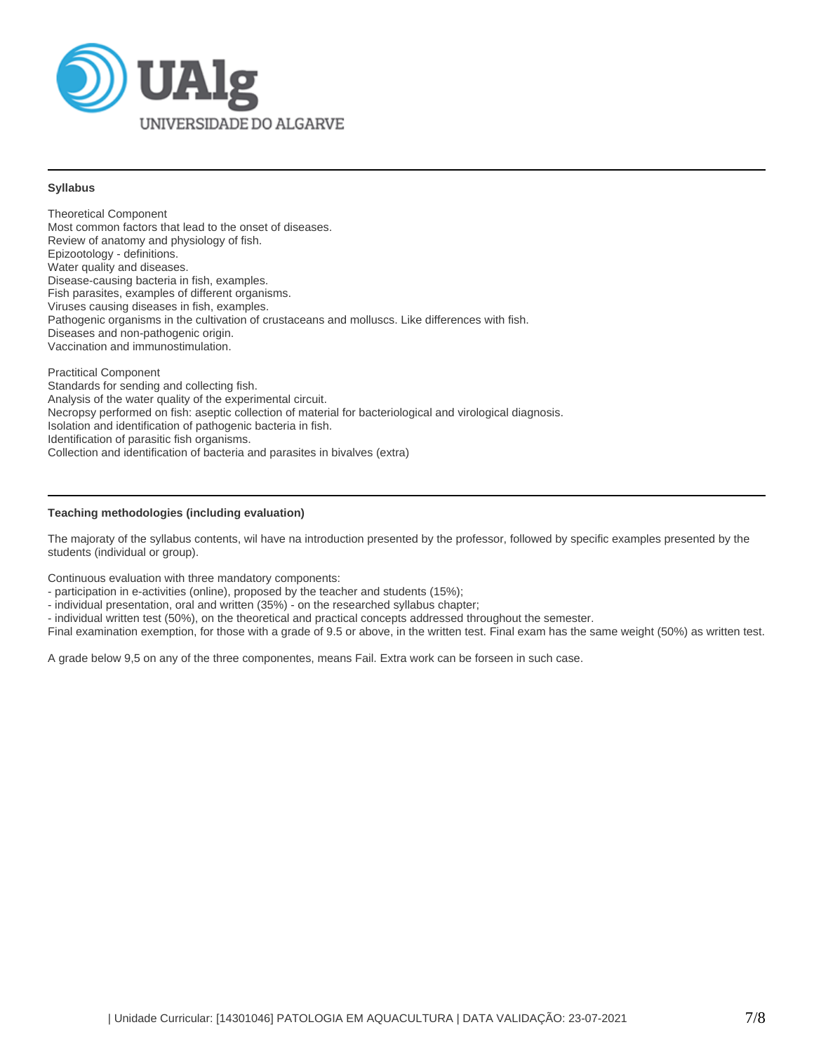## Syllabus

Theoretical Component
Most common factors that lead to the onset of diseases.
Review of anatomy and physiology of fish.
Epizootology - definitions.
Water quality and diseases.
Disease-causing bacteria in fish, examples.
Fish parasites, examples of different organisms.
Viruses causing diseases in fish, examples.
Pathogenic organisms in the cultivation of crustaceans and molluscs. Like differences with fish.
Diseases and non-pathogenic origin.
Vaccination and immunostimulation.

Practictical Component
Standards for sending and collecting fish.
Analysis of the water quality of the experimental circuit.
Necropsy performed on fish: aseptic collection of material for bacteriological and virological diagnosis.
Isolation and identification of pathogenic bacteria in fish.
Identification of parasitic fish organisms.
Collection and identification of bacteria and parasites in bivalves (extra)

## Teaching methodologies (including evaluation)

The majoraty of the syllabus contents, wil have na introduction presented by the professor, followed by specific examples presented by the students (individual or group).

Continuous evaluation with three mandatory components:
- participation in e-activities (online), proposed by the teacher and students (15%);
- individual presentation, oral and written (35%) - on the researched syllabus chapter;
- individual written test (50%), on the theoretical and practical concepts addressed throughout the semester.

Final examination exemption, for those with a grade of 9.5 or above, in the written test. Final exam has the same weight (50%) as written test.

A grade below 9,5 on any of the three componentes, means Fail. Extra work can be forseen in such case.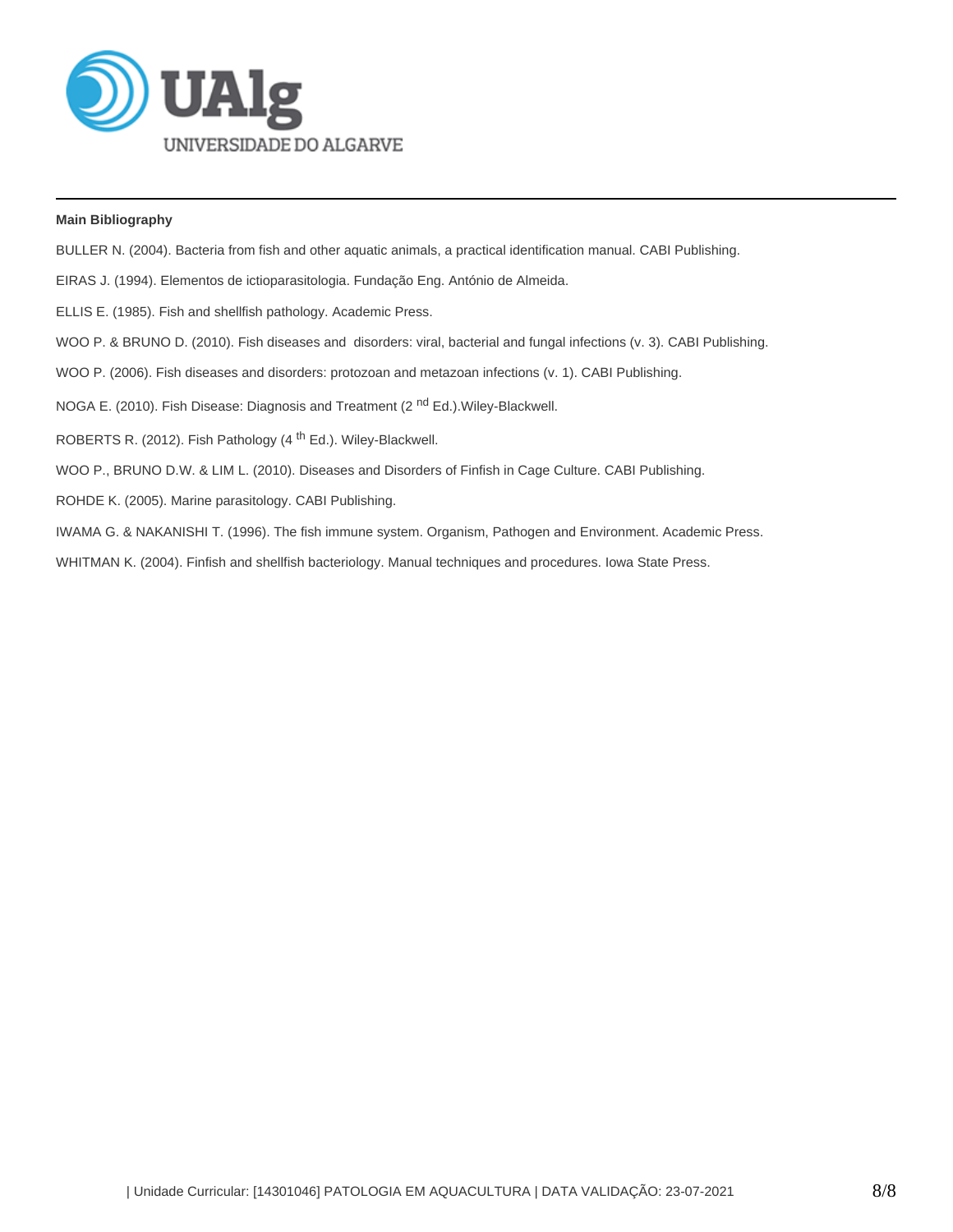**Main Bibliography**

BULLER N. (2004). Bacteria from fish and other aquatic animals, a practical identification manual. CABI Publishing.

EIRAS J. (1994). Elementos de ictioparasitologia. Fundação Eng. António de Almeida.

ELLIS E. (1985). Fish and shellfish pathology. Academic Press.

WOO P. & BRUNO D. (2010). Fish diseases and disorders: viral, bacterial and fungal infections (v. 3). CABI Publishing.

WOO P. (2006). Fish diseases and disorders: protozoan and metazoan infections (v. 1). CABI Publishing.

NOGA E. (2010). Fish Disease: Diagnosis and Treatment (2 nd Ed.).Wiley-Blackwell.

ROBERTS R. (2012). Fish Pathology (4 th Ed.). Wiley-Blackwell.

WOO P., BRUNO D.W. & LIM L. (2010). Diseases and Disorders of Finfish in Cage Culture. CABI Publishing.

ROHDE K. (2005). Marine parasitology. CABI Publishing.

IWAMA G. & NAKANISHI T. (1996). The fish immune system. Organism, Pathogen and Environment. Academic Press.

WHITMAN K. (2004). Finfish and shellfish bacteriology. Manual techniques and procedures. Iowa State Press.